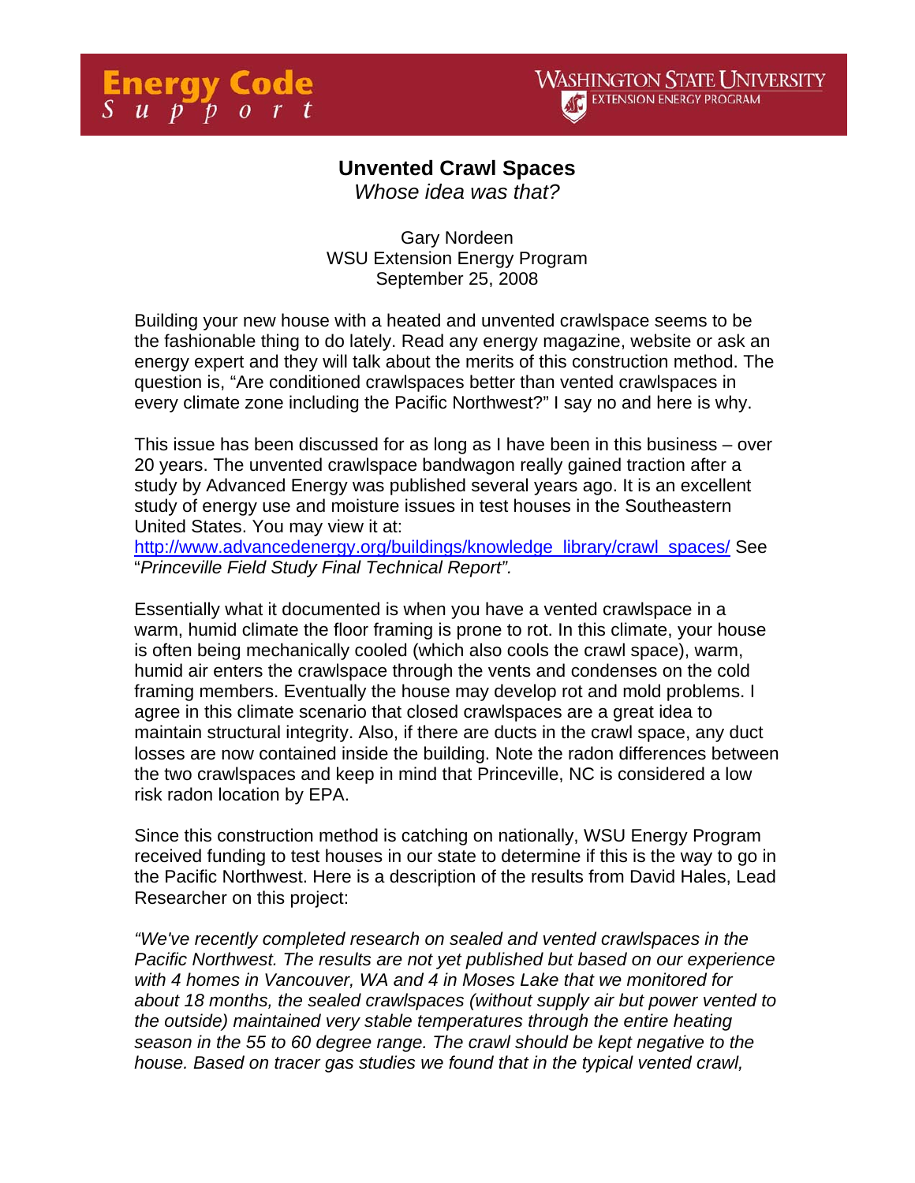Energy Code Support

Washington State University Extension Energy Program

# Unvented Crawl Spaces

*Whose idea was that?*

Gary Nordeen
WSU Extension Energy Program
September 25, 2008

Building your new house with a heated and unvented crawlspace seems to be the fashionable thing to do lately. Read any energy magazine, website or ask an energy expert and they will talk about the merits of this construction method. The question is, "Are conditioned crawlspaces better than vented crawlspaces in every climate zone including the Pacific Northwest?" I say no and here is why.

This issue has been discussed for as long as I have been in this business – over 20 years. The unvented crawlspace bandwagon really gained traction after a study by Advanced Energy was published several years ago. It is an excellent study of energy use and moisture issues in test houses in the Southeastern United States. You may view it at: [http://www.advancedenergy.org/buildings/knowledge_library/crawl_spaces/](http://www.advancedenergy.org/buildings/knowledge_library/crawl_spaces/) See "*Princeville Field Study Final Technical Report".*

Essentially what it documented is when you have a vented crawlspace in a warm, humid climate the floor framing is prone to rot. In this climate, your house is often being mechanically cooled (which also cools the crawl space), warm, humid air enters the crawlspace through the vents and condenses on the cold framing members. Eventually the house may develop rot and mold problems. I agree in this climate scenario that closed crawlspaces are a great idea to maintain structural integrity. Also, if there are ducts in the crawl space, any duct losses are now contained inside the building. Note the radon differences between the two crawlspaces and keep in mind that Princeville, NC is considered a low risk radon location by EPA.

Since this construction method is catching on nationally, WSU Energy Program received funding to test houses in our state to determine if this is the way to go in the Pacific Northwest. Here is a description of the results from David Hales, Lead Researcher on this project:

*"We've recently completed research on sealed and vented crawlspaces in the Pacific Northwest. The results are not yet published but based on our experience with 4 homes in Vancouver, WA and 4 in Moses Lake that we monitored for about 18 months, the sealed crawlspaces (without supply air but power vented to the outside) maintained very stable temperatures through the entire heating season in the 55 to 60 degree range. The crawl should be kept negative to the house. Based on tracer gas studies we found that in the typical vented crawl,*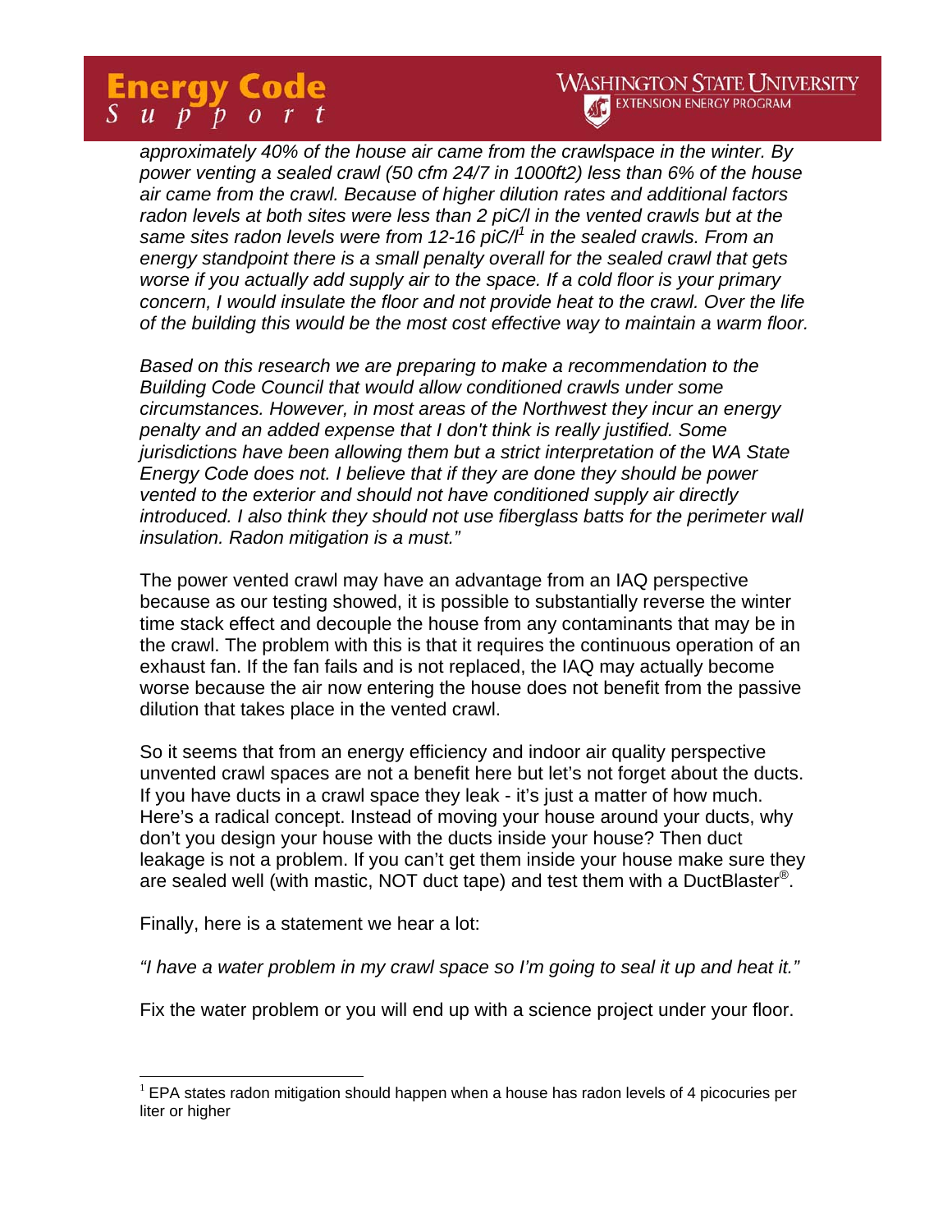*approximately 40% of the house air came from the crawlspace in the winter. By power venting a sealed crawl (50 cfm 24/7 in 1000ft2) less than 6% of the house air came from the crawl. Because of higher dilution rates and additional factors radon levels at both sites were less than 2 piC/l in the vented crawls but at the same sites radon levels were from 12-16 piC/l[1] in the sealed crawls. From an energy standpoint there is a small penalty overall for the sealed crawl that gets worse if you actually add supply air to the space. If a cold floor is your primary concern, I would insulate the floor and not provide heat to the crawl. Over the life of the building this would be the most cost effective way to maintain a warm floor.*

*Based on this research we are preparing to make a recommendation to the Building Code Council that would allow conditioned crawls under some circumstances. However, in most areas of the Northwest they incur an energy penalty and an added expense that I don't think is really justified. Some jurisdictions have been allowing them but a strict interpretation of the WA State Energy Code does not. I believe that if they are done they should be power vented to the exterior and should not have conditioned supply air directly introduced. I also think they should not use fiberglass batts for the perimeter wall insulation. Radon mitigation is a must."*

The power vented crawl may have an advantage from an IAQ perspective because as our testing showed, it is possible to substantially reverse the winter time stack effect and decouple the house from any contaminants that may be in the crawl. The problem with this is that it requires the continuous operation of an exhaust fan. If the fan fails and is not replaced, the IAQ may actually become worse because the air now entering the house does not benefit from the passive dilution that takes place in the vented crawl.

So it seems that from an energy efficiency and indoor air quality perspective unvented crawl spaces are not a benefit here but let's not forget about the ducts. If you have ducts in a crawl space they leak - it's just a matter of how much. Here's a radical concept. Instead of moving your house around your ducts, why don't you design your house with the ducts inside your house? Then duct leakage is not a problem. If you can't get them inside your house make sure they are sealed well (with mastic, NOT duct tape) and test them with a DuctBlaster®.

Finally, here is a statement we hear a lot:

*"I have a water problem in my crawl space so I'm going to seal it up and heat it."*

Fix the water problem or you will end up with a science project under your floor.

---

[1] EPA states radon mitigation should happen when a house has radon levels of 4 picocuries per liter or higher